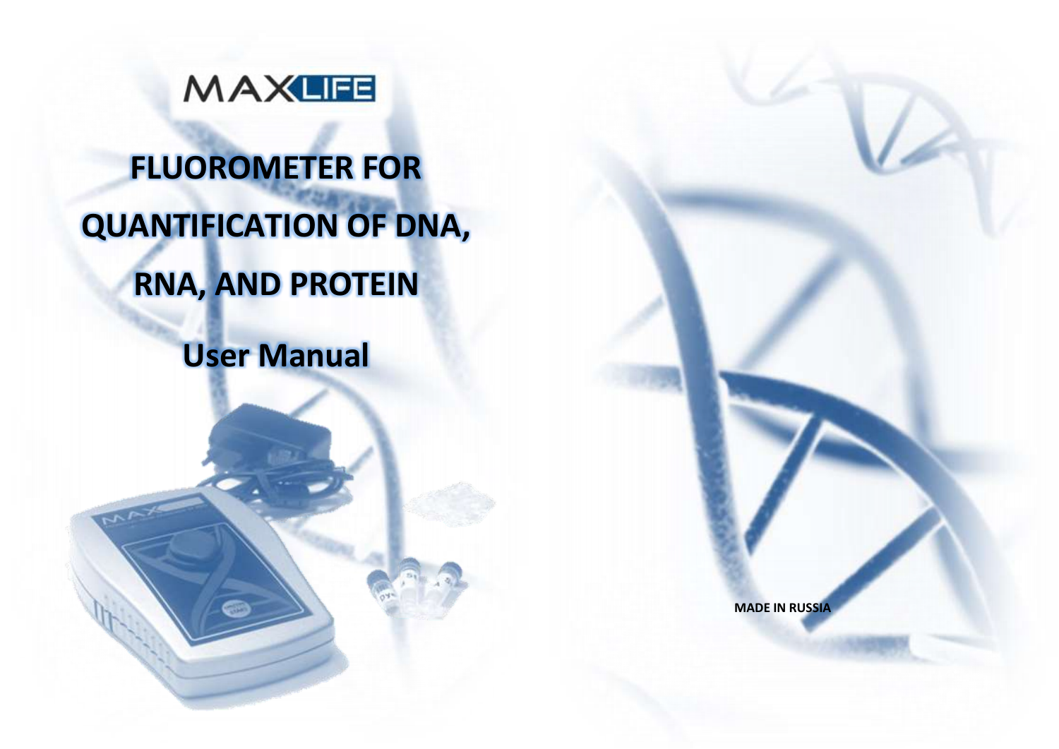MAXLIFE

# FLUOROMETER FOR QUANTIFICATION OF DNA, RNA, AND PROTEIN

# User Manual

MADE IN RUSSIA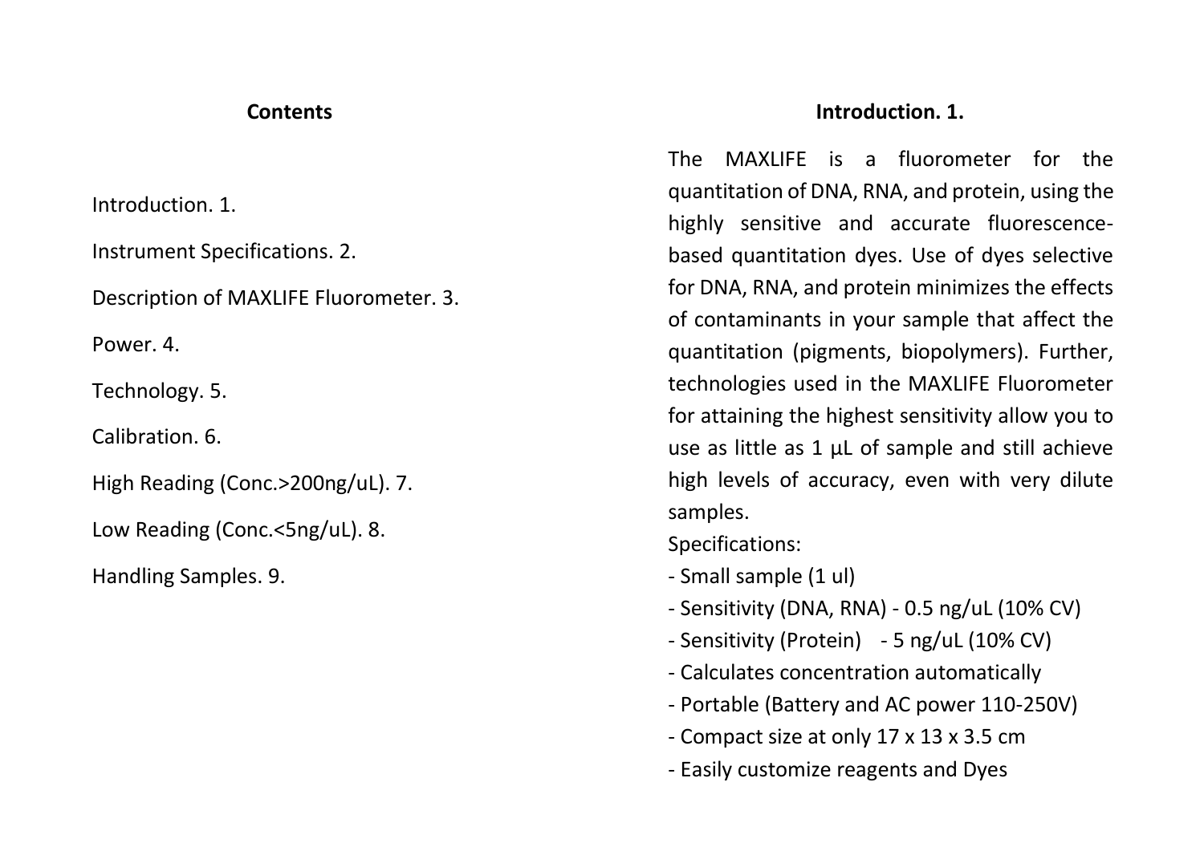## Contents

Introduction. 1.

Instrument Specifications. 2.

Description of MAXLIFE Fluorometer. 3.

Power. 4.

Technology. 5.

Calibration. 6.

High Reading (Conc.>200ng/uL). 7.

Low Reading (Conc.<5ng/uL). 8.

Handling Samples. 9.

## Introduction. 1.

The MAXLIFE is a fluorometer for the quantitation of DNA, RNA, and protein, using the highly sensitive and accurate fluorescence-based quantitation dyes. Use of dyes selective for DNA, RNA, and protein minimizes the effects of contaminants in your sample that affect the quantitation (pigments, biopolymers). Further, technologies used in the MAXLIFE Fluorometer for attaining the highest sensitivity allow you to use as little as 1 µL of sample and still achieve high levels of accuracy, even with very dilute samples.

Specifications:

- Small sample (1 ul)
- Sensitivity (DNA, RNA) - 0.5 ng/uL (10% CV)
- Sensitivity (Protein) - 5 ng/uL (10% CV)
- Calculates concentration automatically
- Portable (Battery and AC power 110-250V)
- Compact size at only 17 x 13 x 3.5 cm
- Easily customize reagents and Dyes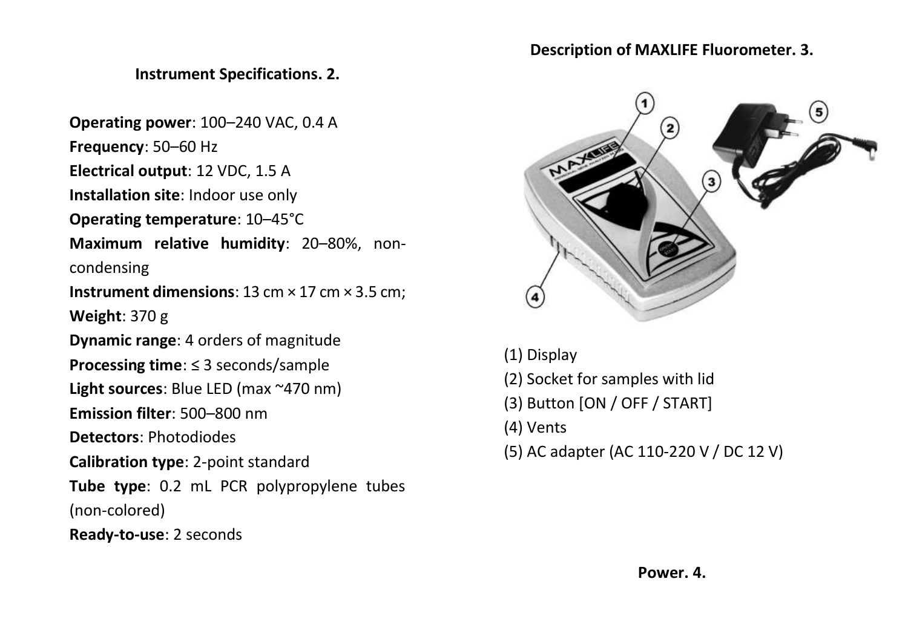## Instrument Specifications. 2.

**Operating power**: 100–240 VAC, 0.4 A
**Frequency**: 50–60 Hz
**Electrical output**: 12 VDC, 1.5 A
**Installation site**: Indoor use only
**Operating temperature**: 10–45°C
**Maximum relative humidity**: 20–80%, non-condensing
**Instrument dimensions**: 13 cm × 17 cm × 3.5 cm;
**Weight**: 370 g
**Dynamic range**: 4 orders of magnitude
**Processing time**: ≤ 3 seconds/sample
**Light sources**: Blue LED (max ~470 nm)
**Emission filter**: 500–800 nm
**Detectors**: Photodiodes
**Calibration type**: 2-point standard
**Tube type**: 0.2 mL PCR polypropylene tubes (non-colored)
**Ready-to-use**: 2 seconds

## Description of MAXLIFE Fluorometer. 3.

(1) Display
(2) Socket for samples with lid
(3) Button [ON / OFF / START]
(4) Vents
(5) AC adapter (AC 110-220 V / DC 12 V)

## Power. 4.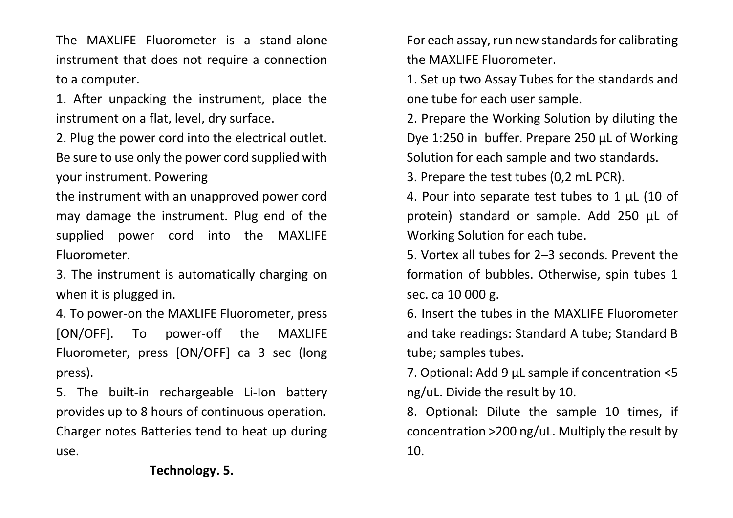The MAXLIFE Fluorometer is a stand-alone instrument that does not require a connection to a computer.

1. After unpacking the instrument, place the instrument on a flat, level, dry surface.
2. Plug the power cord into the electrical outlet. Be sure to use only the power cord supplied with your instrument. Powering
the instrument with an unapproved power cord may damage the instrument. Plug end of the supplied power cord into the MAXLIFE Fluorometer.
3. The instrument is automatically charging on when it is plugged in.
4. To power-on the MAXLIFE Fluorometer, press [ON/OFF]. To power-off the MAXLIFE Fluorometer, press [ON/OFF] ca 3 sec (long press).
5. The built-in rechargeable Li-Ion battery provides up to 8 hours of continuous operation. Charger notes Batteries tend to heat up during use.

**Technology. 5.**

For each assay, run new standards for calibrating the MAXLIFE Fluorometer.

1. Set up two Assay Tubes for the standards and one tube for each user sample.
2. Prepare the Working Solution by diluting the Dye 1:250 in buffer. Prepare 250 µL of Working Solution for each sample and two standards.
3. Prepare the test tubes (0,2 mL PCR).
4. Pour into separate test tubes to 1 µL (10 of protein) standard or sample. Add 250 µL of Working Solution for each tube.
5. Vortex all tubes for 2–3 seconds. Prevent the formation of bubbles. Otherwise, spin tubes 1 sec. ca 10 000 g.
6. Insert the tubes in the MAXLIFE Fluorometer and take readings: Standard A tube; Standard B tube; samples tubes.
7. Optional: Add 9 µL sample if concentration <5 ng/uL. Divide the result by 10.
8. Optional: Dilute the sample 10 times, if concentration >200 ng/uL. Multiply the result by 10.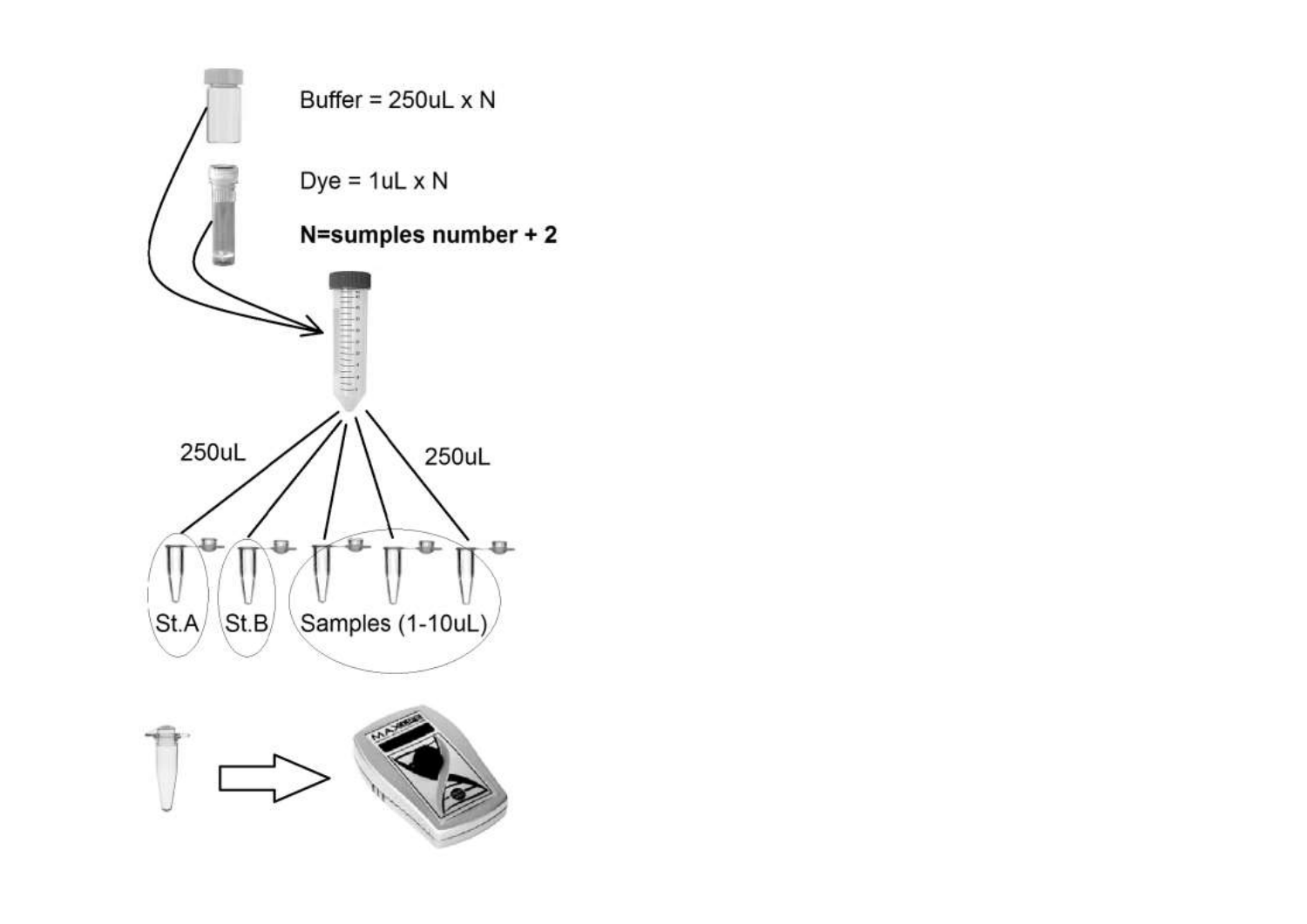Buffer = 250uL x N

Dye = 1uL x N

**N=sumples number + 2**

250uL

250uL

St.A

St.B

Samples (1-10uL)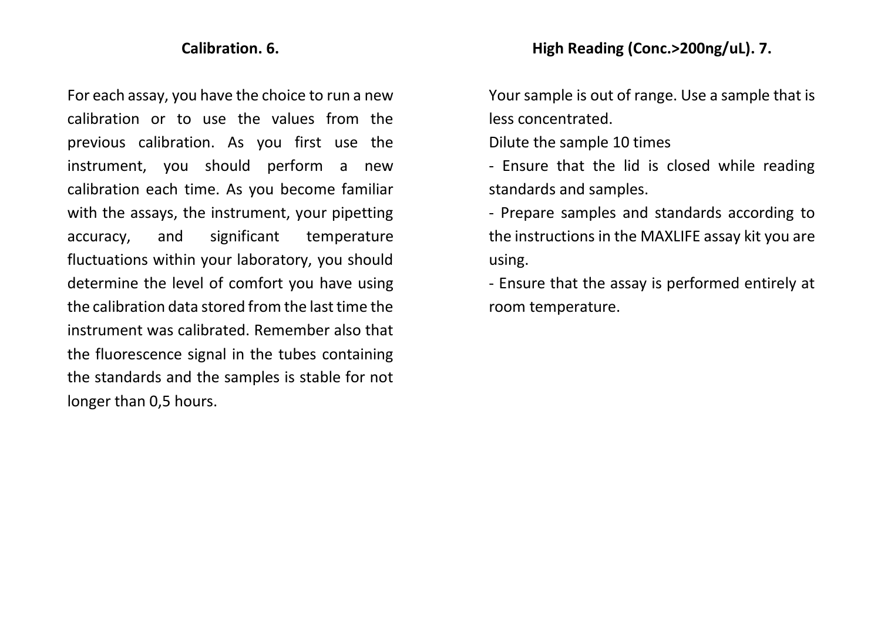## Calibration. 6.

For each assay, you have the choice to run a new calibration or to use the values from the previous calibration. As you first use the instrument, you should perform a new calibration each time. As you become familiar with the assays, the instrument, your pipetting accuracy, and significant temperature fluctuations within your laboratory, you should determine the level of comfort you have using the calibration data stored from the last time the instrument was calibrated. Remember also that the fluorescence signal in the tubes containing the standards and the samples is stable for not longer than 0,5 hours.

## High Reading (Conc.>200ng/uL). 7.

Your sample is out of range. Use a sample that is less concentrated.

Dilute the sample 10 times

- Ensure that the lid is closed while reading standards and samples.
- Prepare samples and standards according to the instructions in the MAXLIFE assay kit you are using.
- Ensure that the assay is performed entirely at room temperature.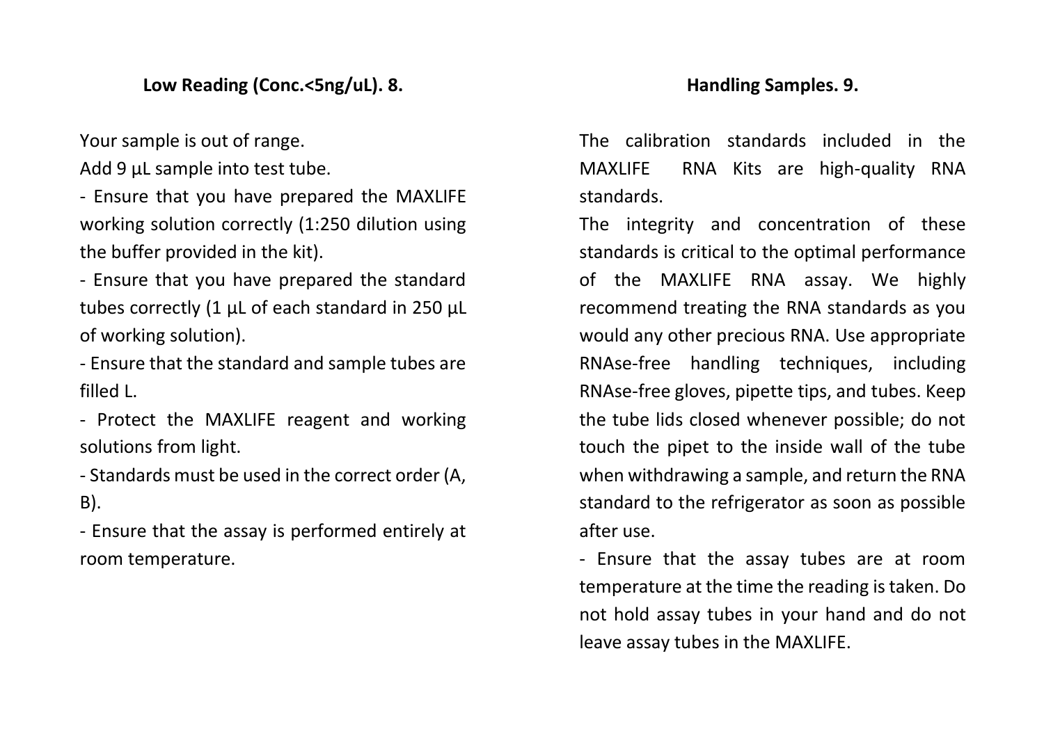## Low Reading (Conc.<5ng/uL). 8.

Your sample is out of range.

Add 9 µL sample into test tube.

- Ensure that you have prepared the MAXLIFE working solution correctly (1:250 dilution using the buffer provided in the kit).
- Ensure that you have prepared the standard tubes correctly (1 µL of each standard in 250 µL of working solution).
- Ensure that the standard and sample tubes are filled L.
- Protect the MAXLIFE reagent and working solutions from light.
- Standards must be used in the correct order (A, B).
- Ensure that the assay is performed entirely at room temperature.

## Handling Samples. 9.

The calibration standards included in the MAXLIFE RNA Kits are high-quality RNA standards.

The integrity and concentration of these standards is critical to the optimal performance of the MAXLIFE RNA assay. We highly recommend treating the RNA standards as you would any other precious RNA. Use appropriate RNAse-free handling techniques, including RNAse-free gloves, pipette tips, and tubes. Keep the tube lids closed whenever possible; do not touch the pipet to the inside wall of the tube when withdrawing a sample, and return the RNA standard to the refrigerator as soon as possible after use.

- Ensure that the assay tubes are at room temperature at the time the reading is taken. Do not hold assay tubes in your hand and do not leave assay tubes in the MAXLIFE.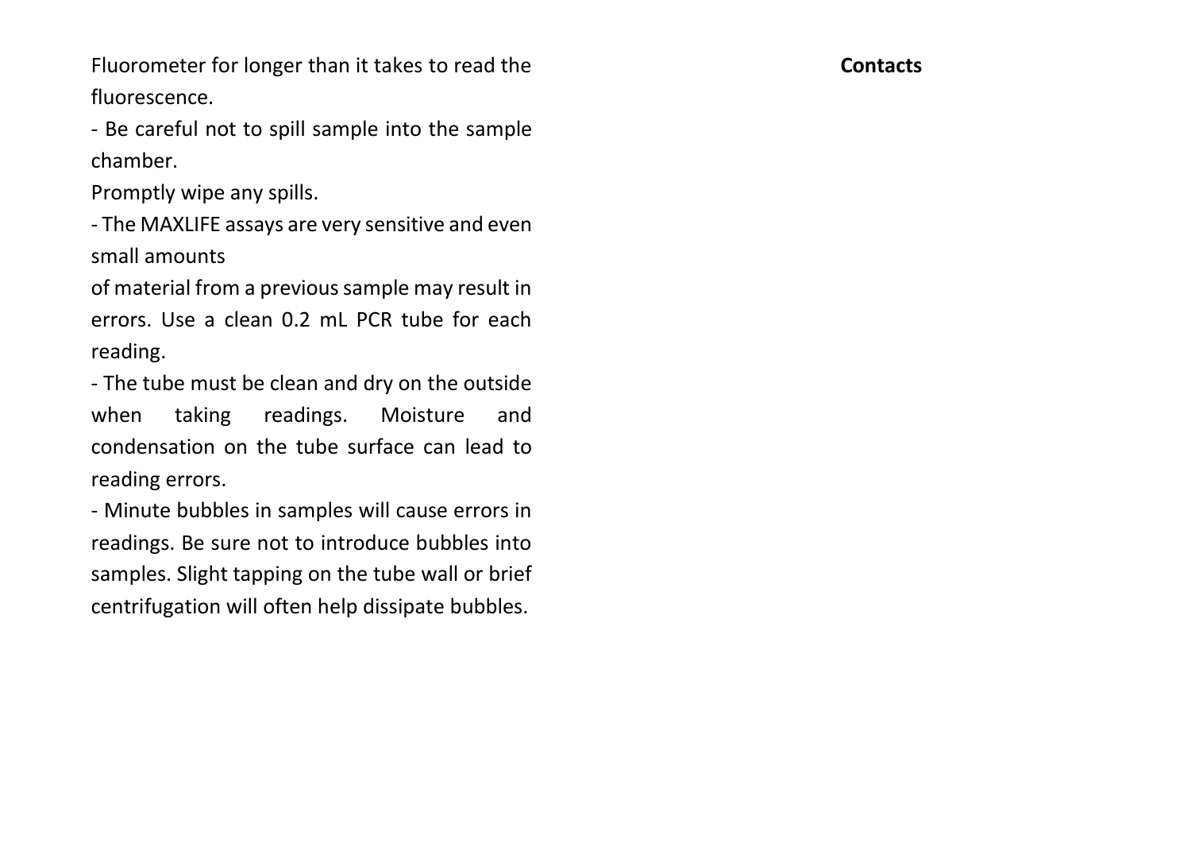Fluorometer for longer than it takes to read the fluorescence.

- Be careful not to spill sample into the sample chamber.

Promptly wipe any spills.

- The MAXLIFE assays are very sensitive and even small amounts of material from a previous sample may result in errors. Use a clean 0.2 mL PCR tube for each reading.
- The tube must be clean and dry on the outside when taking readings. Moisture and condensation on the tube surface can lead to reading errors.
- Minute bubbles in samples will cause errors in readings. Be sure not to introduce bubbles into samples. Slight tapping on the tube wall or brief centrifugation will often help dissipate bubbles.

**Contacts**